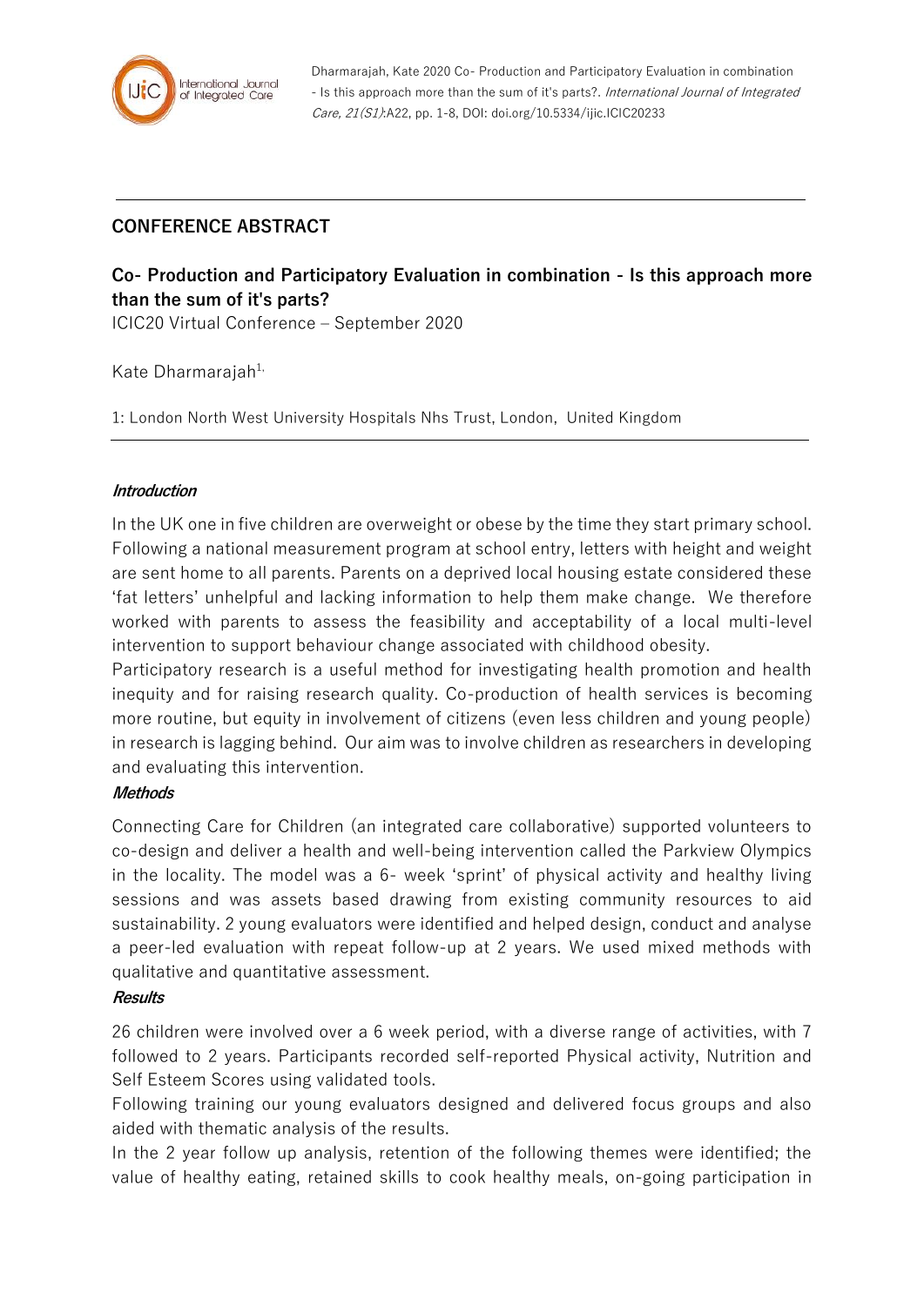Dharmarajah, Kate 2020 Co- Production and Participatory Evaluation in combination - Is this approach more than the sum of it's parts?. *International Journal of Integrated Care, 21(S1)*:A22, pp. 1-8, DOI: doi.org/10.5334/ijic.ICIC20233

---

**CONFERENCE ABSTRACT**

## Co- Production and Participatory Evaluation in combination - Is this approach more than the sum of it's parts?

ICIC20 Virtual Conference – September 2020

Kate Dharmarajah[1,]

1: London North West University Hospitals Nhs Trust, London, United Kingdom

---

***Introduction***

In the UK one in five children are overweight or obese by the time they start primary school. Following a national measurement program at school entry, letters with height and weight are sent home to all parents. Parents on a deprived local housing estate considered these 'fat letters' unhelpful and lacking information to help them make change. We therefore worked with parents to assess the feasibility and acceptability of a local multi-level intervention to support behaviour change associated with childhood obesity.

Participatory research is a useful method for investigating health promotion and health inequity and for raising research quality. Co-production of health services is becoming more routine, but equity in involvement of citizens (even less children and young people) in research is lagging behind. Our aim was to involve children as researchers in developing and evaluating this intervention.

***Methods***

Connecting Care for Children (an integrated care collaborative) supported volunteers to co-design and deliver a health and well-being intervention called the Parkview Olympics in the locality. The model was a 6- week 'sprint' of physical activity and healthy living sessions and was assets based drawing from existing community resources to aid sustainability. 2 young evaluators were identified and helped design, conduct and analyse a peer-led evaluation with repeat follow-up at 2 years. We used mixed methods with qualitative and quantitative assessment.

***Results***

26 children were involved over a 6 week period, with a diverse range of activities, with 7 followed to 2 years. Participants recorded self-reported Physical activity, Nutrition and Self Esteem Scores using validated tools.

Following training our young evaluators designed and delivered focus groups and also aided with thematic analysis of the results.

In the 2 year follow up analysis, retention of the following themes were identified; the value of healthy eating, retained skills to cook healthy meals, on-going participation in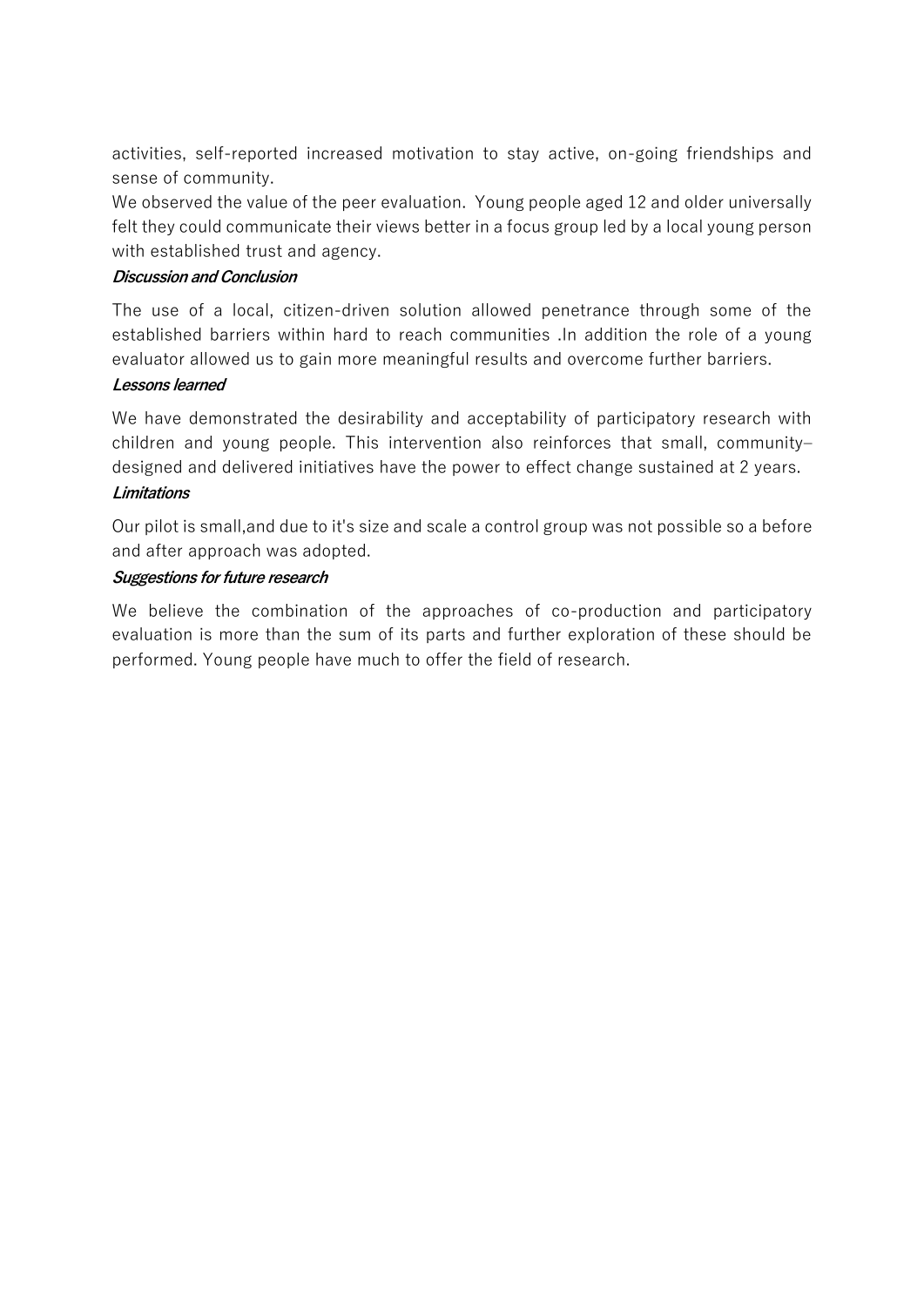activities, self-reported increased motivation to stay active, on-going friendships and sense of community.

We observed the value of the peer evaluation.  Young people aged 12 and older universally felt they could communicate their views better in a focus group led by a local young person with established trust and agency.

***Discussion and Conclusion***

The use of a local, citizen-driven solution allowed penetrance through some of the established barriers within hard to reach communities .In addition the role of a young evaluator allowed us to gain more meaningful results and overcome further barriers.

***Lessons learned***

We have demonstrated the desirability and acceptability of participatory research with children and young people. This intervention also reinforces that small, community–designed and delivered initiatives have the power to effect change sustained at 2 years.

***Limitations***

Our pilot is small,and due to it's size and scale a control group was not possible so a before and after approach was adopted.

***Suggestions for future research***

We believe the combination of the approaches of co-production and participatory evaluation is more than the sum of its parts and further exploration of these should be performed. Young people have much to offer the field of research.